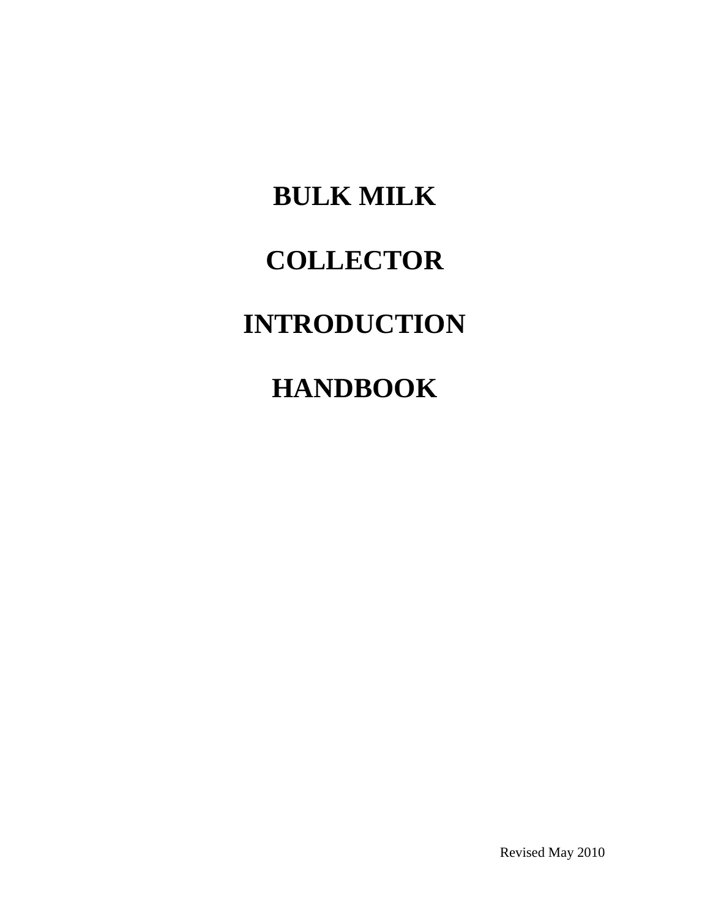# BULK MILK

# COLLECTOR

# INTRODUCTION

# HANDBOOK

Revised May 2010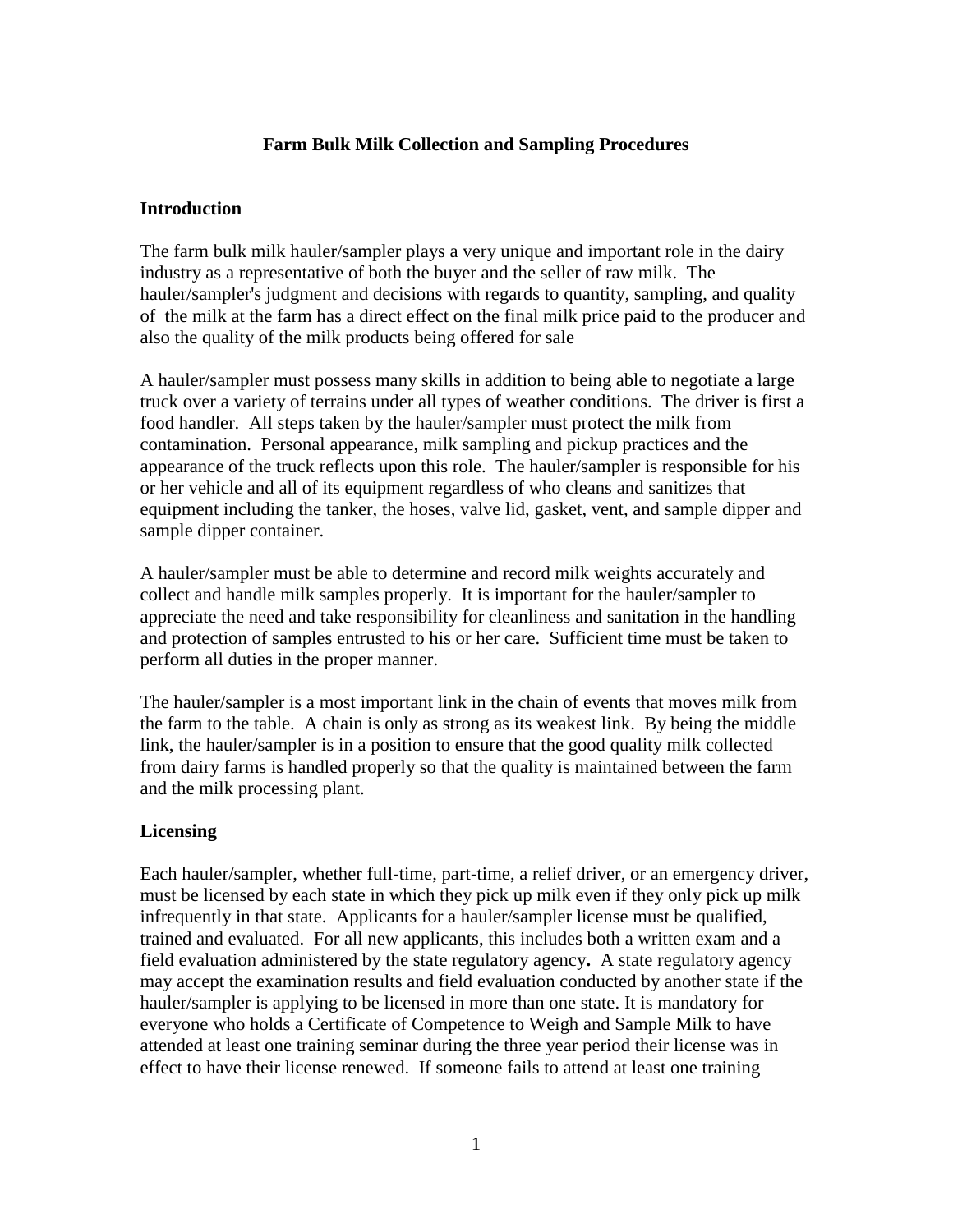# Farm Bulk Milk Collection and Sampling Procedures

## Introduction

The farm bulk milk hauler/sampler plays a very unique and important role in the dairy industry as a representative of both the buyer and the seller of raw milk. The hauler/sampler's judgment and decisions with regards to quantity, sampling, and quality of the milk at the farm has a direct effect on the final milk price paid to the producer and also the quality of the milk products being offered for sale

A hauler/sampler must possess many skills in addition to being able to negotiate a large truck over a variety of terrains under all types of weather conditions. The driver is first a food handler. All steps taken by the hauler/sampler must protect the milk from contamination. Personal appearance, milk sampling and pickup practices and the appearance of the truck reflects upon this role. The hauler/sampler is responsible for his or her vehicle and all of its equipment regardless of who cleans and sanitizes that equipment including the tanker, the hoses, valve lid, gasket, vent, and sample dipper and sample dipper container.

A hauler/sampler must be able to determine and record milk weights accurately and collect and handle milk samples properly. It is important for the hauler/sampler to appreciate the need and take responsibility for cleanliness and sanitation in the handling and protection of samples entrusted to his or her care. Sufficient time must be taken to perform all duties in the proper manner.

The hauler/sampler is a most important link in the chain of events that moves milk from the farm to the table. A chain is only as strong as its weakest link. By being the middle link, the hauler/sampler is in a position to ensure that the good quality milk collected from dairy farms is handled properly so that the quality is maintained between the farm and the milk processing plant.

## Licensing

Each hauler/sampler, whether full-time, part-time, a relief driver, or an emergency driver, must be licensed by each state in which they pick up milk even if they only pick up milk infrequently in that state. Applicants for a hauler/sampler license must be qualified, trained and evaluated. For all new applicants, this includes both a written exam and a field evaluation administered by the state regulatory agency**.** A state regulatory agency may accept the examination results and field evaluation conducted by another state if the hauler/sampler is applying to be licensed in more than one state. It is mandatory for everyone who holds a Certificate of Competence to Weigh and Sample Milk to have attended at least one training seminar during the three year period their license was in effect to have their license renewed. If someone fails to attend at least one training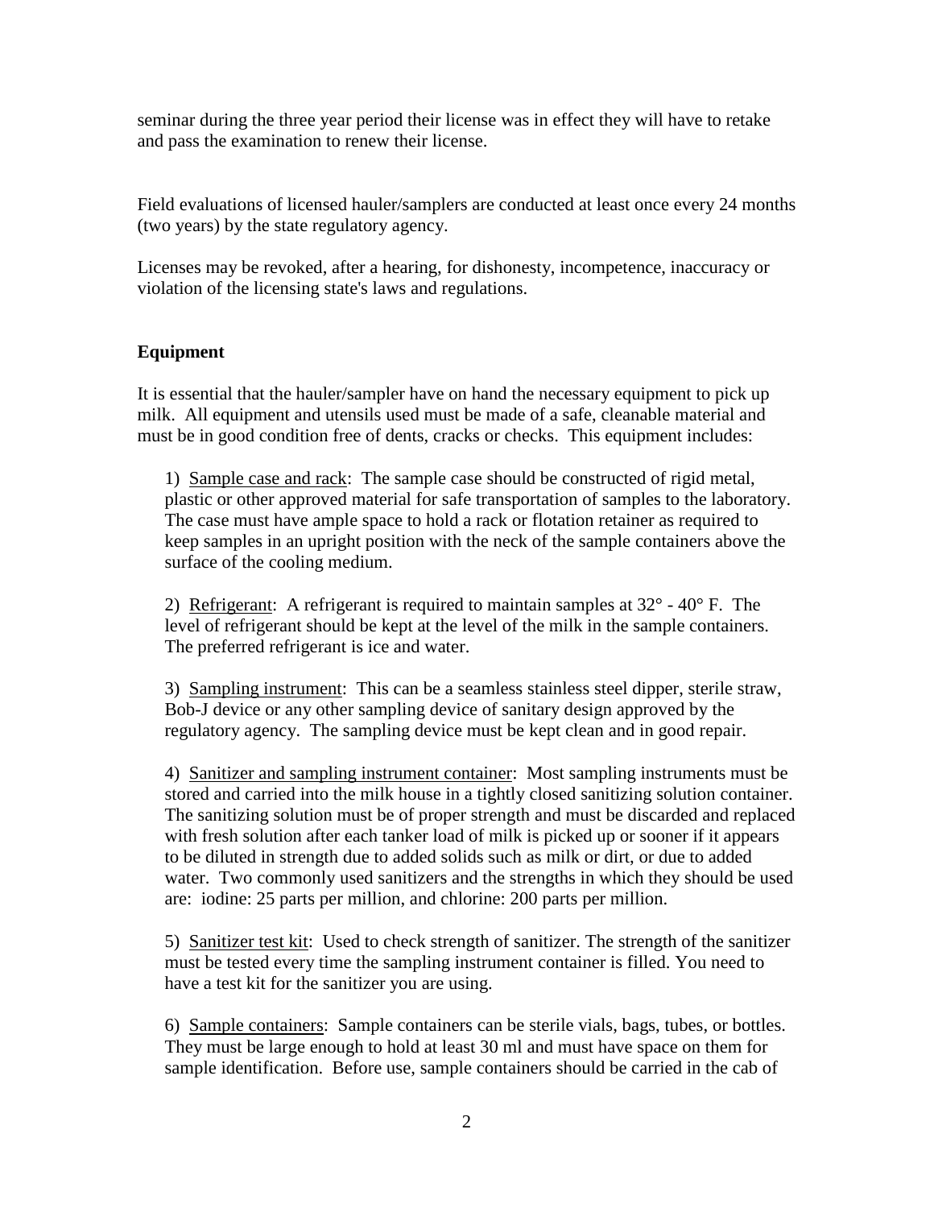seminar during the three year period their license was in effect they will have to retake and pass the examination to renew their license.

Field evaluations of licensed hauler/samplers are conducted at least once every 24 months (two years) by the state regulatory agency.

Licenses may be revoked, after a hearing, for dishonesty, incompetence, inaccuracy or violation of the licensing state's laws and regulations.

**Equipment**

It is essential that the hauler/sampler have on hand the necessary equipment to pick up milk. All equipment and utensils used must be made of a safe, cleanable material and must be in good condition free of dents, cracks or checks. This equipment includes:

1) Sample case and rack: The sample case should be constructed of rigid metal, plastic or other approved material for safe transportation of samples to the laboratory. The case must have ample space to hold a rack or flotation retainer as required to keep samples in an upright position with the neck of the sample containers above the surface of the cooling medium.

2) Refrigerant: A refrigerant is required to maintain samples at 32° - 40° F. The level of refrigerant should be kept at the level of the milk in the sample containers. The preferred refrigerant is ice and water.

3) Sampling instrument: This can be a seamless stainless steel dipper, sterile straw, Bob-J device or any other sampling device of sanitary design approved by the regulatory agency. The sampling device must be kept clean and in good repair.

4) Sanitizer and sampling instrument container: Most sampling instruments must be stored and carried into the milk house in a tightly closed sanitizing solution container. The sanitizing solution must be of proper strength and must be discarded and replaced with fresh solution after each tanker load of milk is picked up or sooner if it appears to be diluted in strength due to added solids such as milk or dirt, or due to added water. Two commonly used sanitizers and the strengths in which they should be used are: iodine: 25 parts per million, and chlorine: 200 parts per million.

5) Sanitizer test kit: Used to check strength of sanitizer. The strength of the sanitizer must be tested every time the sampling instrument container is filled. You need to have a test kit for the sanitizer you are using.

6) Sample containers: Sample containers can be sterile vials, bags, tubes, or bottles. They must be large enough to hold at least 30 ml and must have space on them for sample identification. Before use, sample containers should be carried in the cab of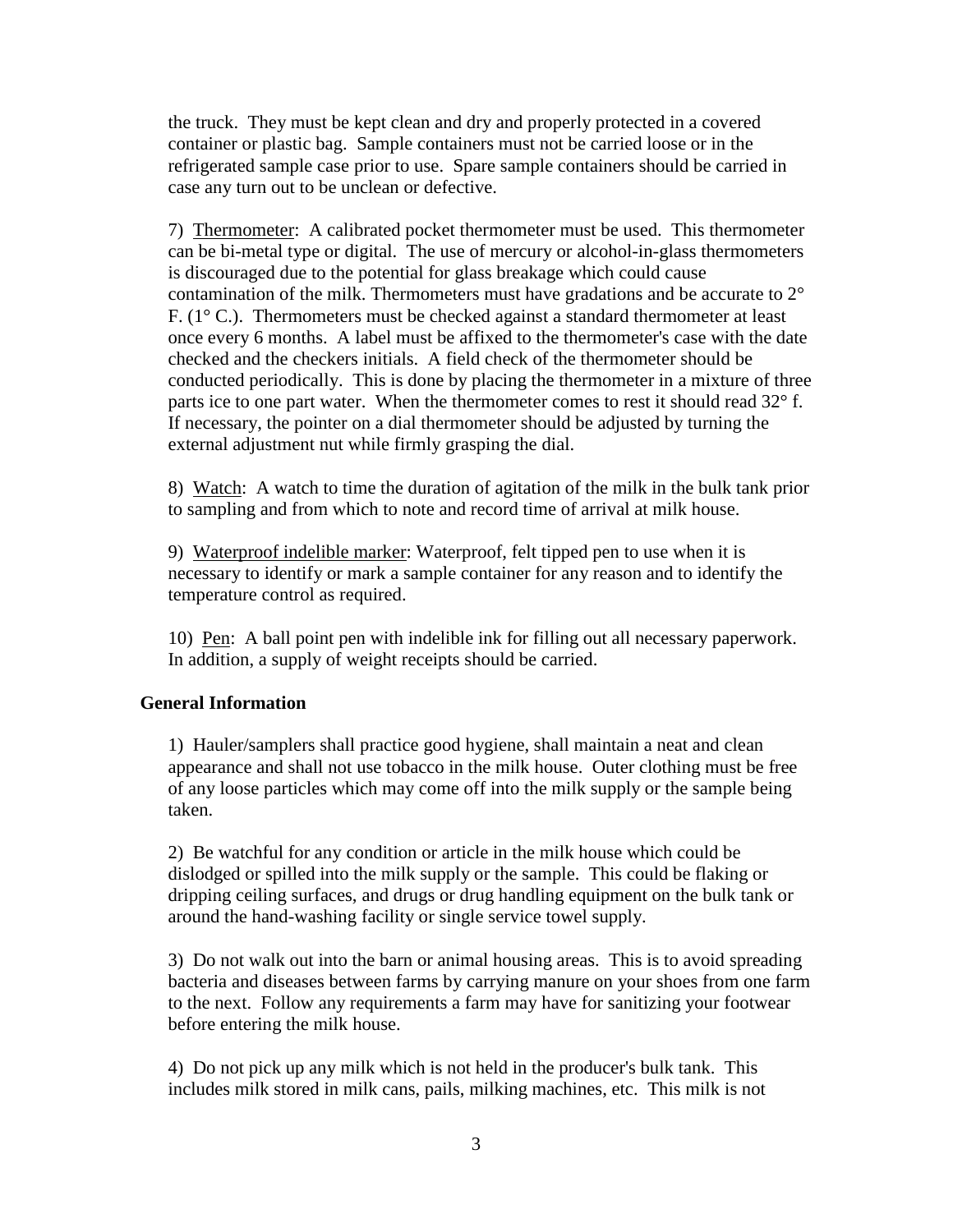the truck. They must be kept clean and dry and properly protected in a covered container or plastic bag. Sample containers must not be carried loose or in the refrigerated sample case prior to use. Spare sample containers should be carried in case any turn out to be unclean or defective.

7) Thermometer: A calibrated pocket thermometer must be used. This thermometer can be bi-metal type or digital. The use of mercury or alcohol-in-glass thermometers is discouraged due to the potential for glass breakage which could cause contamination of the milk. Thermometers must have gradations and be accurate to 2° F. (1° C.). Thermometers must be checked against a standard thermometer at least once every 6 months. A label must be affixed to the thermometer's case with the date checked and the checkers initials. A field check of the thermometer should be conducted periodically. This is done by placing the thermometer in a mixture of three parts ice to one part water. When the thermometer comes to rest it should read 32° f. If necessary, the pointer on a dial thermometer should be adjusted by turning the external adjustment nut while firmly grasping the dial.

8) Watch: A watch to time the duration of agitation of the milk in the bulk tank prior to sampling and from which to note and record time of arrival at milk house.

9) Waterproof indelible marker: Waterproof, felt tipped pen to use when it is necessary to identify or mark a sample container for any reason and to identify the temperature control as required.

10) Pen: A ball point pen with indelible ink for filling out all necessary paperwork. In addition, a supply of weight receipts should be carried.

## General Information

1) Hauler/samplers shall practice good hygiene, shall maintain a neat and clean appearance and shall not use tobacco in the milk house. Outer clothing must be free of any loose particles which may come off into the milk supply or the sample being taken.

2) Be watchful for any condition or article in the milk house which could be dislodged or spilled into the milk supply or the sample. This could be flaking or dripping ceiling surfaces, and drugs or drug handling equipment on the bulk tank or around the hand-washing facility or single service towel supply.

3) Do not walk out into the barn or animal housing areas. This is to avoid spreading bacteria and diseases between farms by carrying manure on your shoes from one farm to the next. Follow any requirements a farm may have for sanitizing your footwear before entering the milk house.

4) Do not pick up any milk which is not held in the producer's bulk tank. This includes milk stored in milk cans, pails, milking machines, etc. This milk is not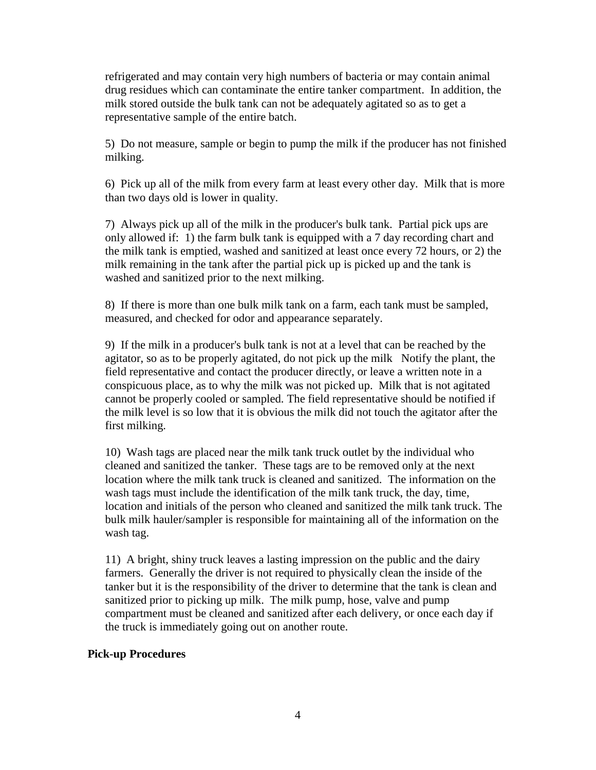refrigerated and may contain very high numbers of bacteria or may contain animal drug residues which can contaminate the entire tanker compartment. In addition, the milk stored outside the bulk tank can not be adequately agitated so as to get a representative sample of the entire batch.

5) Do not measure, sample or begin to pump the milk if the producer has not finished milking.

6) Pick up all of the milk from every farm at least every other day. Milk that is more than two days old is lower in quality.

7) Always pick up all of the milk in the producer's bulk tank. Partial pick ups are only allowed if: 1) the farm bulk tank is equipped with a 7 day recording chart and the milk tank is emptied, washed and sanitized at least once every 72 hours, or 2) the milk remaining in the tank after the partial pick up is picked up and the tank is washed and sanitized prior to the next milking.

8) If there is more than one bulk milk tank on a farm, each tank must be sampled, measured, and checked for odor and appearance separately.

9) If the milk in a producer's bulk tank is not at a level that can be reached by the agitator, so as to be properly agitated, do not pick up the milk Notify the plant, the field representative and contact the producer directly, or leave a written note in a conspicuous place, as to why the milk was not picked up. Milk that is not agitated cannot be properly cooled or sampled. The field representative should be notified if the milk level is so low that it is obvious the milk did not touch the agitator after the first milking.

10) Wash tags are placed near the milk tank truck outlet by the individual who cleaned and sanitized the tanker. These tags are to be removed only at the next location where the milk tank truck is cleaned and sanitized. The information on the wash tags must include the identification of the milk tank truck, the day, time, location and initials of the person who cleaned and sanitized the milk tank truck. The bulk milk hauler/sampler is responsible for maintaining all of the information on the wash tag.

11) A bright, shiny truck leaves a lasting impression on the public and the dairy farmers. Generally the driver is not required to physically clean the inside of the tanker but it is the responsibility of the driver to determine that the tank is clean and sanitized prior to picking up milk. The milk pump, hose, valve and pump compartment must be cleaned and sanitized after each delivery, or once each day if the truck is immediately going out on another route.

**Pick-up Procedures**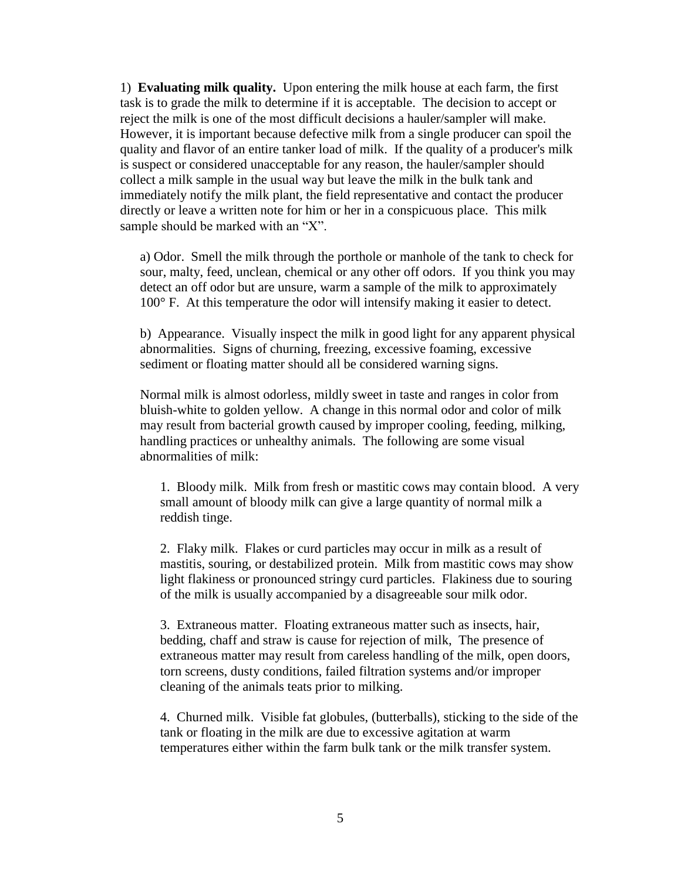1) **Evaluating milk quality.** Upon entering the milk house at each farm, the first task is to grade the milk to determine if it is acceptable. The decision to accept or reject the milk is one of the most difficult decisions a hauler/sampler will make. However, it is important because defective milk from a single producer can spoil the quality and flavor of an entire tanker load of milk. If the quality of a producer's milk is suspect or considered unacceptable for any reason, the hauler/sampler should collect a milk sample in the usual way but leave the milk in the bulk tank and immediately notify the milk plant, the field representative and contact the producer directly or leave a written note for him or her in a conspicuous place. This milk sample should be marked with an "X".

a) Odor. Smell the milk through the porthole or manhole of the tank to check for sour, malty, feed, unclean, chemical or any other off odors. If you think you may detect an off odor but are unsure, warm a sample of the milk to approximately 100° F. At this temperature the odor will intensify making it easier to detect.

b) Appearance. Visually inspect the milk in good light for any apparent physical abnormalities. Signs of churning, freezing, excessive foaming, excessive sediment or floating matter should all be considered warning signs.

Normal milk is almost odorless, mildly sweet in taste and ranges in color from bluish-white to golden yellow. A change in this normal odor and color of milk may result from bacterial growth caused by improper cooling, feeding, milking, handling practices or unhealthy animals. The following are some visual abnormalities of milk:

1. Bloody milk. Milk from fresh or mastitic cows may contain blood. A very small amount of bloody milk can give a large quantity of normal milk a reddish tinge.

2. Flaky milk. Flakes or curd particles may occur in milk as a result of mastitis, souring, or destabilized protein. Milk from mastitic cows may show light flakiness or pronounced stringy curd particles. Flakiness due to souring of the milk is usually accompanied by a disagreeable sour milk odor.

3. Extraneous matter. Floating extraneous matter such as insects, hair, bedding, chaff and straw is cause for rejection of milk, The presence of extraneous matter may result from careless handling of the milk, open doors, torn screens, dusty conditions, failed filtration systems and/or improper cleaning of the animals teats prior to milking.

4. Churned milk. Visible fat globules, (butterballs), sticking to the side of the tank or floating in the milk are due to excessive agitation at warm temperatures either within the farm bulk tank or the milk transfer system.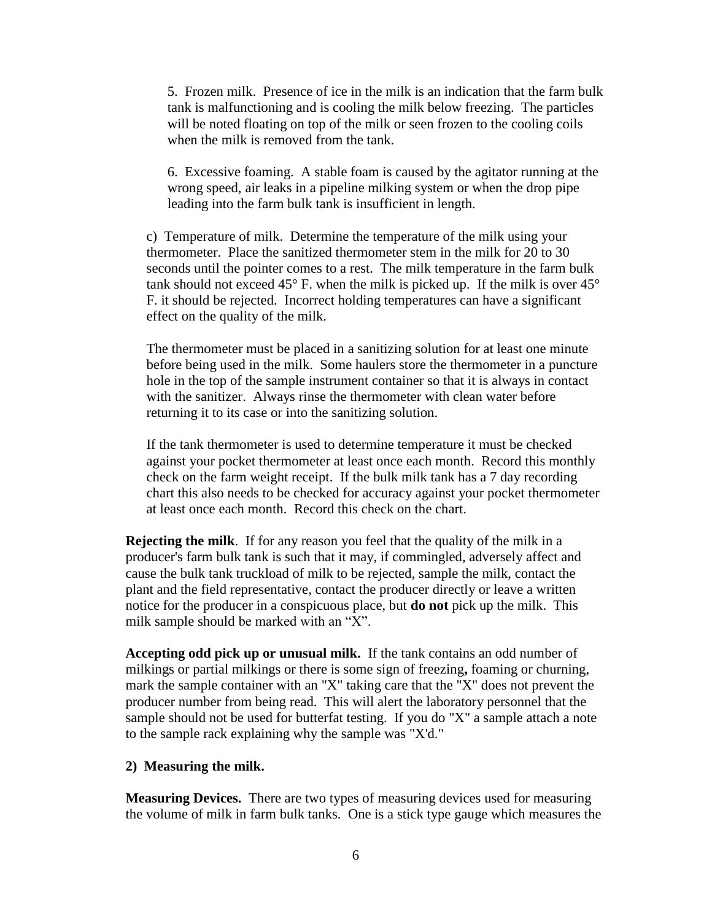5. Frozen milk. Presence of ice in the milk is an indication that the farm bulk tank is malfunctioning and is cooling the milk below freezing. The particles will be noted floating on top of the milk or seen frozen to the cooling coils when the milk is removed from the tank.

6. Excessive foaming. A stable foam is caused by the agitator running at the wrong speed, air leaks in a pipeline milking system or when the drop pipe leading into the farm bulk tank is insufficient in length.

c) Temperature of milk. Determine the temperature of the milk using your thermometer. Place the sanitized thermometer stem in the milk for 20 to 30 seconds until the pointer comes to a rest. The milk temperature in the farm bulk tank should not exceed 45° F. when the milk is picked up. If the milk is over 45° F. it should be rejected. Incorrect holding temperatures can have a significant effect on the quality of the milk.

The thermometer must be placed in a sanitizing solution for at least one minute before being used in the milk. Some haulers store the thermometer in a puncture hole in the top of the sample instrument container so that it is always in contact with the sanitizer. Always rinse the thermometer with clean water before returning it to its case or into the sanitizing solution.

If the tank thermometer is used to determine temperature it must be checked against your pocket thermometer at least once each month. Record this monthly check on the farm weight receipt. If the bulk milk tank has a 7 day recording chart this also needs to be checked for accuracy against your pocket thermometer at least once each month. Record this check on the chart.

**Rejecting the milk**. If for any reason you feel that the quality of the milk in a producer's farm bulk tank is such that it may, if commingled, adversely affect and cause the bulk tank truckload of milk to be rejected, sample the milk, contact the plant and the field representative, contact the producer directly or leave a written notice for the producer in a conspicuous place, but **do not** pick up the milk. This milk sample should be marked with an "X".

**Accepting odd pick up or unusual milk.** If the tank contains an odd number of milkings or partial milkings or there is some sign of freezing**,** foaming or churning, mark the sample container with an "X" taking care that the "X" does not prevent the producer number from being read. This will alert the laboratory personnel that the sample should not be used for butterfat testing. If you do "X" a sample attach a note to the sample rack explaining why the sample was "X'd."

**2) Measuring the milk.**

**Measuring Devices.** There are two types of measuring devices used for measuring the volume of milk in farm bulk tanks. One is a stick type gauge which measures the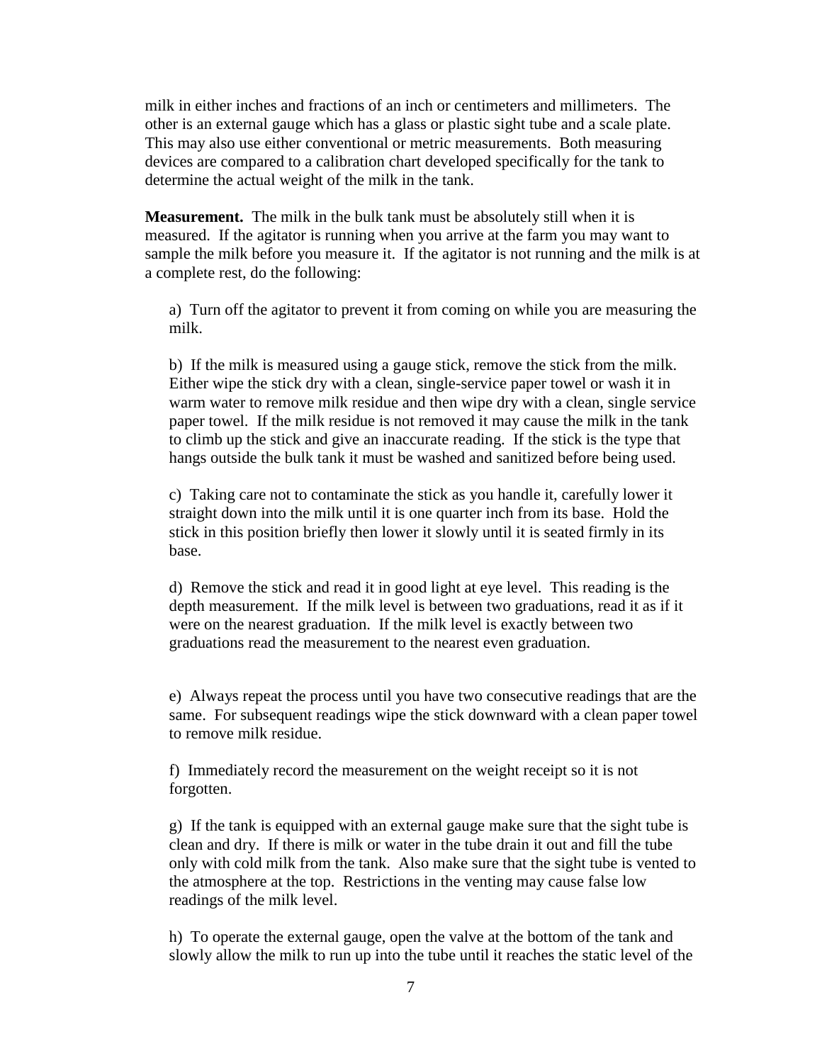milk in either inches and fractions of an inch or centimeters and millimeters. The other is an external gauge which has a glass or plastic sight tube and a scale plate. This may also use either conventional or metric measurements. Both measuring devices are compared to a calibration chart developed specifically for the tank to determine the actual weight of the milk in the tank.

**Measurement.** The milk in the bulk tank must be absolutely still when it is measured. If the agitator is running when you arrive at the farm you may want to sample the milk before you measure it. If the agitator is not running and the milk is at a complete rest, do the following:

a) Turn off the agitator to prevent it from coming on while you are measuring the milk.

b) If the milk is measured using a gauge stick, remove the stick from the milk. Either wipe the stick dry with a clean, single-service paper towel or wash it in warm water to remove milk residue and then wipe dry with a clean, single service paper towel. If the milk residue is not removed it may cause the milk in the tank to climb up the stick and give an inaccurate reading. If the stick is the type that hangs outside the bulk tank it must be washed and sanitized before being used.

c) Taking care not to contaminate the stick as you handle it, carefully lower it straight down into the milk until it is one quarter inch from its base. Hold the stick in this position briefly then lower it slowly until it is seated firmly in its base.

d) Remove the stick and read it in good light at eye level. This reading is the depth measurement. If the milk level is between two graduations, read it as if it were on the nearest graduation. If the milk level is exactly between two graduations read the measurement to the nearest even graduation.

e) Always repeat the process until you have two consecutive readings that are the same. For subsequent readings wipe the stick downward with a clean paper towel to remove milk residue.

f) Immediately record the measurement on the weight receipt so it is not forgotten.

g) If the tank is equipped with an external gauge make sure that the sight tube is clean and dry. If there is milk or water in the tube drain it out and fill the tube only with cold milk from the tank. Also make sure that the sight tube is vented to the atmosphere at the top. Restrictions in the venting may cause false low readings of the milk level.

h) To operate the external gauge, open the valve at the bottom of the tank and slowly allow the milk to run up into the tube until it reaches the static level of the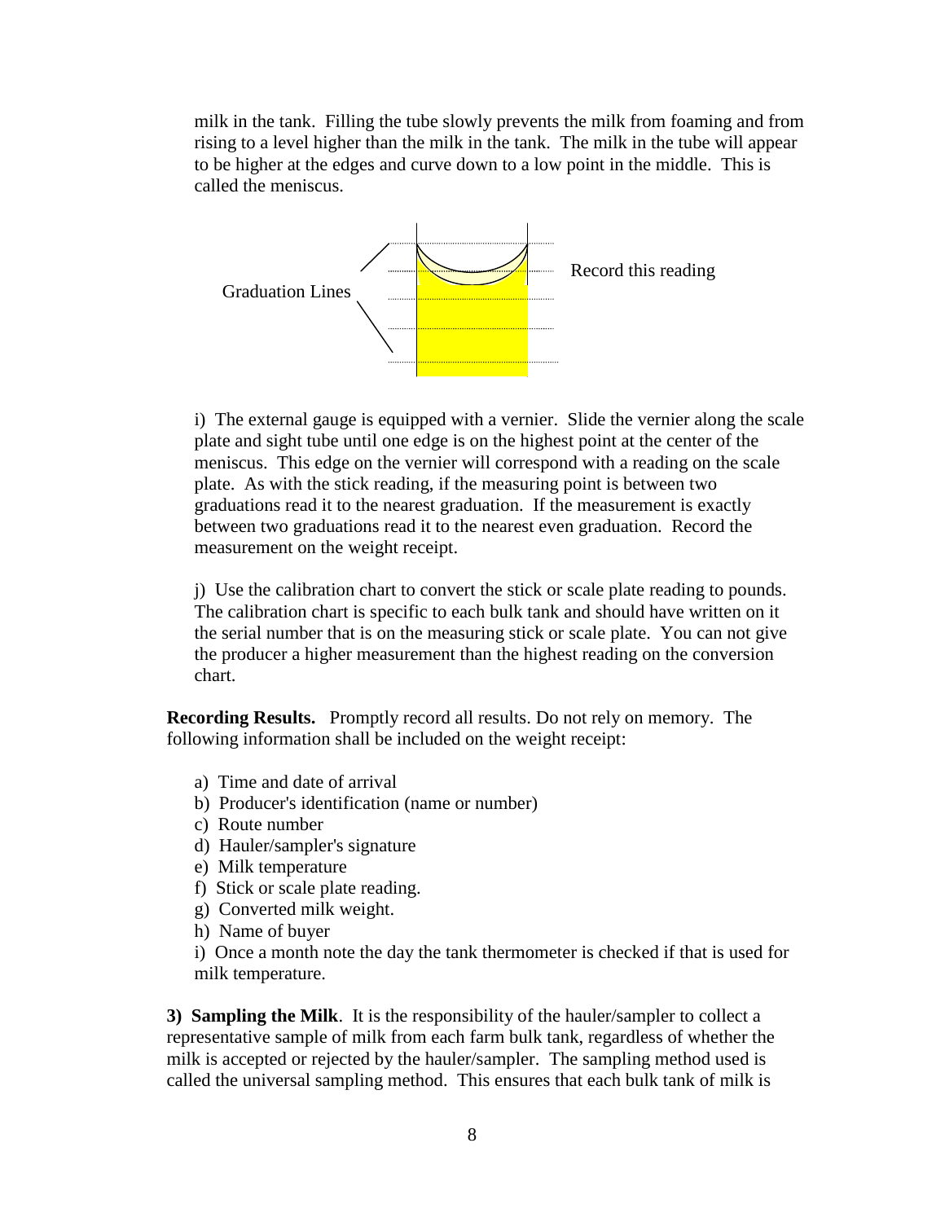milk in the tank. Filling the tube slowly prevents the milk from foaming and from rising to a level higher than the milk in the tank. The milk in the tube will appear to be higher at the edges and curve down to a low point in the middle. This is called the meniscus.

Graduation Lines

Record this reading

i) The external gauge is equipped with a vernier. Slide the vernier along the scale plate and sight tube until one edge is on the highest point at the center of the meniscus. This edge on the vernier will correspond with a reading on the scale plate. As with the stick reading, if the measuring point is between two graduations read it to the nearest graduation. If the measurement is exactly between two graduations read it to the nearest even graduation. Record the measurement on the weight receipt.

j) Use the calibration chart to convert the stick or scale plate reading to pounds. The calibration chart is specific to each bulk tank and should have written on it the serial number that is on the measuring stick or scale plate. You can not give the producer a higher measurement than the highest reading on the conversion chart.

**Recording Results.** Promptly record all results. Do not rely on memory. The following information shall be included on the weight receipt:

a) Time and date of arrival
b) Producer's identification (name or number)
c) Route number
d) Hauler/sampler's signature
e) Milk temperature
f) Stick or scale plate reading.
g) Converted milk weight.
h) Name of buyer
i) Once a month note the day the tank thermometer is checked if that is used for milk temperature.

**3) Sampling the Milk**. It is the responsibility of the hauler/sampler to collect a representative sample of milk from each farm bulk tank, regardless of whether the milk is accepted or rejected by the hauler/sampler. The sampling method used is called the universal sampling method. This ensures that each bulk tank of milk is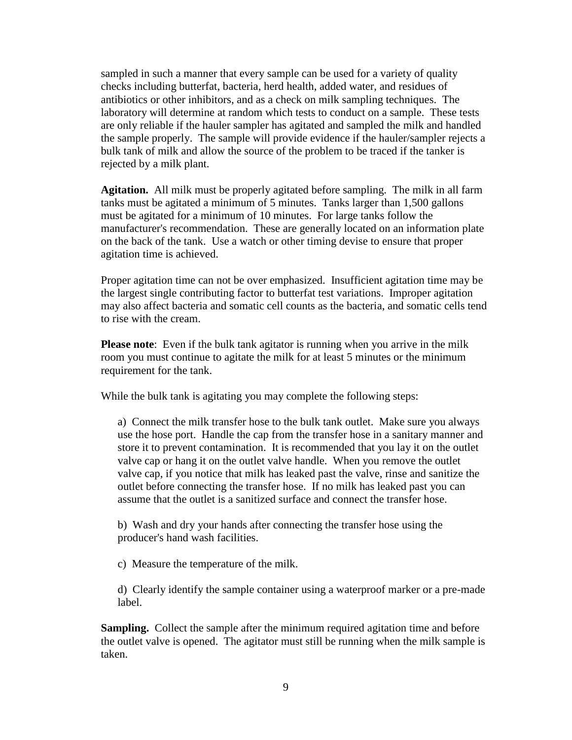sampled in such a manner that every sample can be used for a variety of quality checks including butterfat, bacteria, herd health, added water, and residues of antibiotics or other inhibitors, and as a check on milk sampling techniques. The laboratory will determine at random which tests to conduct on a sample. These tests are only reliable if the hauler sampler has agitated and sampled the milk and handled the sample properly. The sample will provide evidence if the hauler/sampler rejects a bulk tank of milk and allow the source of the problem to be traced if the tanker is rejected by a milk plant.

**Agitation.** All milk must be properly agitated before sampling. The milk in all farm tanks must be agitated a minimum of 5 minutes. Tanks larger than 1,500 gallons must be agitated for a minimum of 10 minutes. For large tanks follow the manufacturer's recommendation. These are generally located on an information plate on the back of the tank. Use a watch or other timing devise to ensure that proper agitation time is achieved.

Proper agitation time can not be over emphasized. Insufficient agitation time may be the largest single contributing factor to butterfat test variations. Improper agitation may also affect bacteria and somatic cell counts as the bacteria, and somatic cells tend to rise with the cream.

**Please note**: Even if the bulk tank agitator is running when you arrive in the milk room you must continue to agitate the milk for at least 5 minutes or the minimum requirement for the tank.

While the bulk tank is agitating you may complete the following steps:

a) Connect the milk transfer hose to the bulk tank outlet. Make sure you always use the hose port. Handle the cap from the transfer hose in a sanitary manner and store it to prevent contamination. It is recommended that you lay it on the outlet valve cap or hang it on the outlet valve handle. When you remove the outlet valve cap, if you notice that milk has leaked past the valve, rinse and sanitize the outlet before connecting the transfer hose. If no milk has leaked past you can assume that the outlet is a sanitized surface and connect the transfer hose.

b) Wash and dry your hands after connecting the transfer hose using the producer's hand wash facilities.

c) Measure the temperature of the milk.

d) Clearly identify the sample container using a waterproof marker or a pre-made label.

**Sampling.** Collect the sample after the minimum required agitation time and before the outlet valve is opened. The agitator must still be running when the milk sample is taken.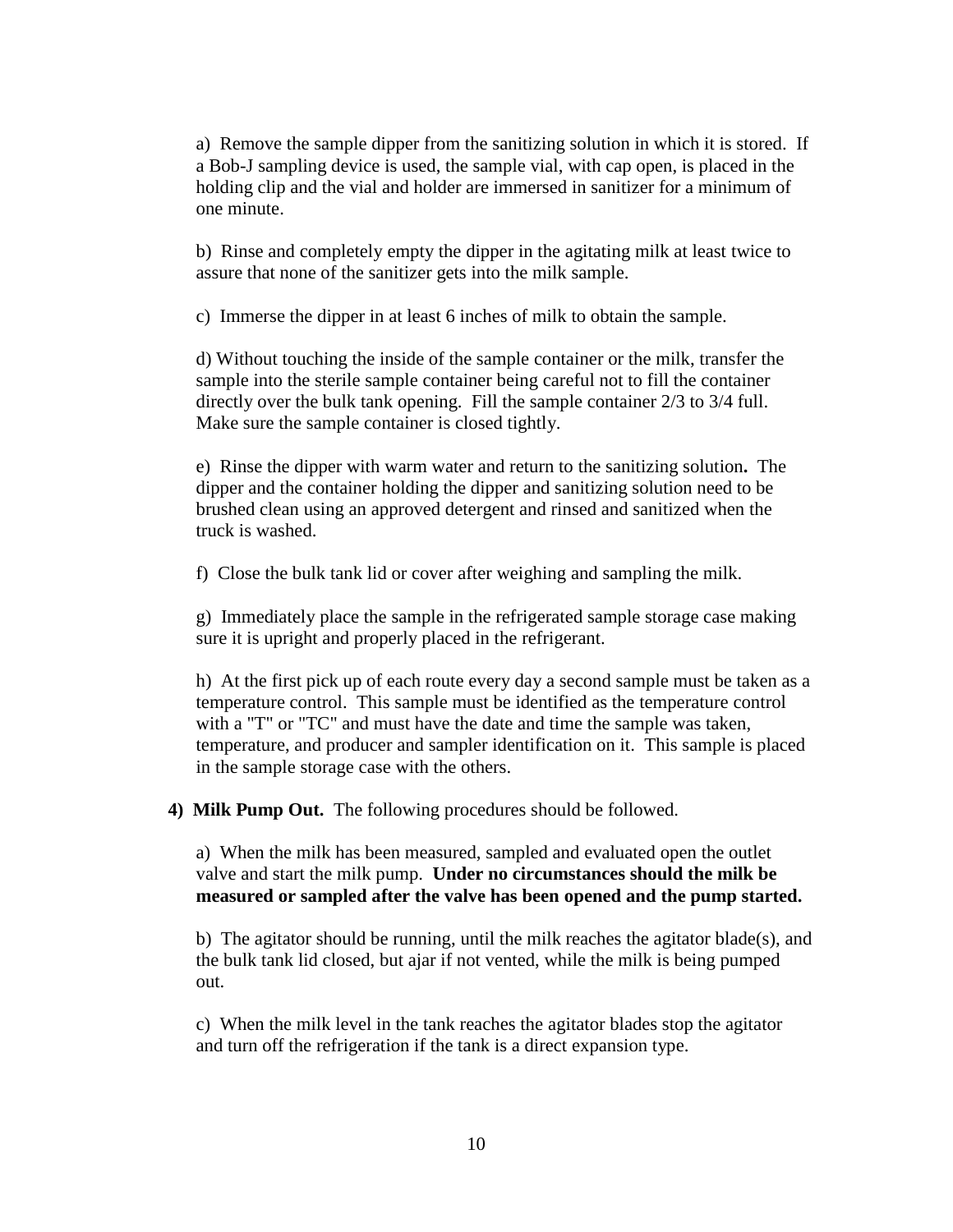a) Remove the sample dipper from the sanitizing solution in which it is stored. If a Bob-J sampling device is used, the sample vial, with cap open, is placed in the holding clip and the vial and holder are immersed in sanitizer for a minimum of one minute.

b) Rinse and completely empty the dipper in the agitating milk at least twice to assure that none of the sanitizer gets into the milk sample.

c) Immerse the dipper in at least 6 inches of milk to obtain the sample.

d) Without touching the inside of the sample container or the milk, transfer the sample into the sterile sample container being careful not to fill the container directly over the bulk tank opening. Fill the sample container 2/3 to 3/4 full. Make sure the sample container is closed tightly.

e) Rinse the dipper with warm water and return to the sanitizing solution**.** The dipper and the container holding the dipper and sanitizing solution need to be brushed clean using an approved detergent and rinsed and sanitized when the truck is washed.

f) Close the bulk tank lid or cover after weighing and sampling the milk.

g) Immediately place the sample in the refrigerated sample storage case making sure it is upright and properly placed in the refrigerant.

h) At the first pick up of each route every day a second sample must be taken as a temperature control. This sample must be identified as the temperature control with a "T" or "TC" and must have the date and time the sample was taken, temperature, and producer and sampler identification on it. This sample is placed in the sample storage case with the others.

**4) Milk Pump Out.** The following procedures should be followed.

a) When the milk has been measured, sampled and evaluated open the outlet valve and start the milk pump. **Under no circumstances should the milk be measured or sampled after the valve has been opened and the pump started.**

b) The agitator should be running, until the milk reaches the agitator blade(s), and the bulk tank lid closed, but ajar if not vented, while the milk is being pumped out.

c) When the milk level in the tank reaches the agitator blades stop the agitator and turn off the refrigeration if the tank is a direct expansion type.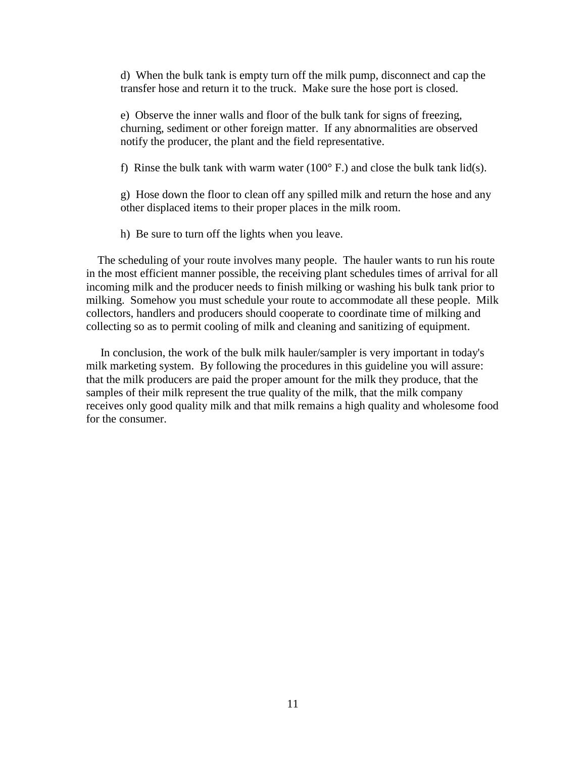d) When the bulk tank is empty turn off the milk pump, disconnect and cap the transfer hose and return it to the truck. Make sure the hose port is closed.

e) Observe the inner walls and floor of the bulk tank for signs of freezing, churning, sediment or other foreign matter. If any abnormalities are observed notify the producer, the plant and the field representative.

f) Rinse the bulk tank with warm water (100° F.) and close the bulk tank lid(s).

g) Hose down the floor to clean off any spilled milk and return the hose and any other displaced items to their proper places in the milk room.

h) Be sure to turn off the lights when you leave.

The scheduling of your route involves many people. The hauler wants to run his route in the most efficient manner possible, the receiving plant schedules times of arrival for all incoming milk and the producer needs to finish milking or washing his bulk tank prior to milking. Somehow you must schedule your route to accommodate all these people. Milk collectors, handlers and producers should cooperate to coordinate time of milking and collecting so as to permit cooling of milk and cleaning and sanitizing of equipment.

In conclusion, the work of the bulk milk hauler/sampler is very important in today's milk marketing system. By following the procedures in this guideline you will assure: that the milk producers are paid the proper amount for the milk they produce, that the samples of their milk represent the true quality of the milk, that the milk company receives only good quality milk and that milk remains a high quality and wholesome food for the consumer.